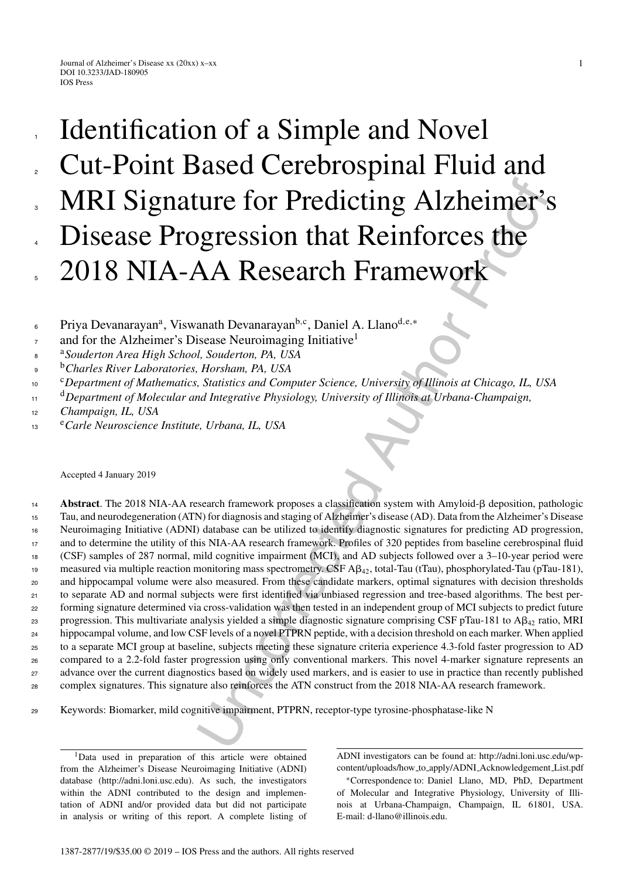# Identification of a Simple and Novel Cut-Point Based Cerebrospinal Fluid and MRI Signature for Predicting Alzheimer's Disease Progression that Reinforces the 2018 NIA-AA Research Framework

Priya Devanarayan[a], Viswanath Devanarayan[b,c], Daniel A. Llano[d,e,*] and for the Alzheimer's Disease Neuroimaging Initiative[1]

[a] *Souderton Area High School, Souderton, PA, USA*
[b] *Charles River Laboratories, Horsham, PA, USA*
[c] *Department of Mathematics, Statistics and Computer Science, University of Illinois at Chicago, IL, USA*
[d] *Department of Molecular and Integrative Physiology, University of Illinois at Urbana-Champaign, Champaign, IL, USA*
[e] *Carle Neuroscience Institute, Urbana, IL, USA*

Accepted 4 January 2019

**Abstract**. The 2018 NIA-AA research framework proposes a classification system with Amyloid-β deposition, pathologic Tau, and neurodegeneration (ATN) for diagnosis and staging of Alzheimer's disease (AD). Data from the Alzheimer's Disease Neuroimaging Initiative (ADNI) database can be utilized to identify diagnostic signatures for predicting AD progression, and to determine the utility of this NIA-AA research framework. Profiles of 320 peptides from baseline cerebrospinal fluid (CSF) samples of 287 normal, mild cognitive impairment (MCI), and AD subjects followed over a 3–10-year period were measured via multiple reaction monitoring mass spectrometry. CSF $A\beta_{42}$, total-Tau (tTau), phosphorylated-Tau (pTau-181), and hippocampal volume were also measured. From these candidate markers, optimal signatures with decision thresholds to separate AD and normal subjects were first identified via unbiased regression and tree-based algorithms. The best performing signature determined via cross-validation was then tested in an independent group of MCI subjects to predict future progression. This multivariate analysis yielded a simple diagnostic signature comprising CSF pTau-181 to $A\beta_{42}$ ratio, MRI hippocampal volume, and low CSF levels of a novel PTPRN peptide, with a decision threshold on each marker. When applied to a separate MCI group at baseline, subjects meeting these signature criteria experience 4.3-fold faster progression to AD compared to a 2.2-fold faster progression using only conventional markers. This novel 4-marker signature represents an advance over the current diagnostics based on widely used markers, and is easier to use in practice than recently published complex signatures. This signature also reinforces the ATN construct from the 2018 NIA-AA research framework.

Keywords: Biomarker, mild cognitive impairment, PTPRN, receptor-type tyrosine-phosphatase-like N

---

[1] Data used in preparation of this article were obtained from the Alzheimer's Disease Neuroimaging Initiative (ADNI) database (http://adni.loni.usc.edu). As such, the investigators within the ADNI contributed to the design and implementation of ADNI and/or provided data but did not participate in analysis or writing of this report. A complete listing of ADNI investigators can be found at: http://adni.loni.usc.edu/wp-content/uploads/how_to_apply/ADNI_Acknowledgement_List.pdf

*Correspondence to: Daniel Llano, MD, PhD, Department of Molecular and Integrative Physiology, University of Illinois at Urbana-Champaign, Champaign, IL 61801, USA. E-mail: d-llano@illinois.edu.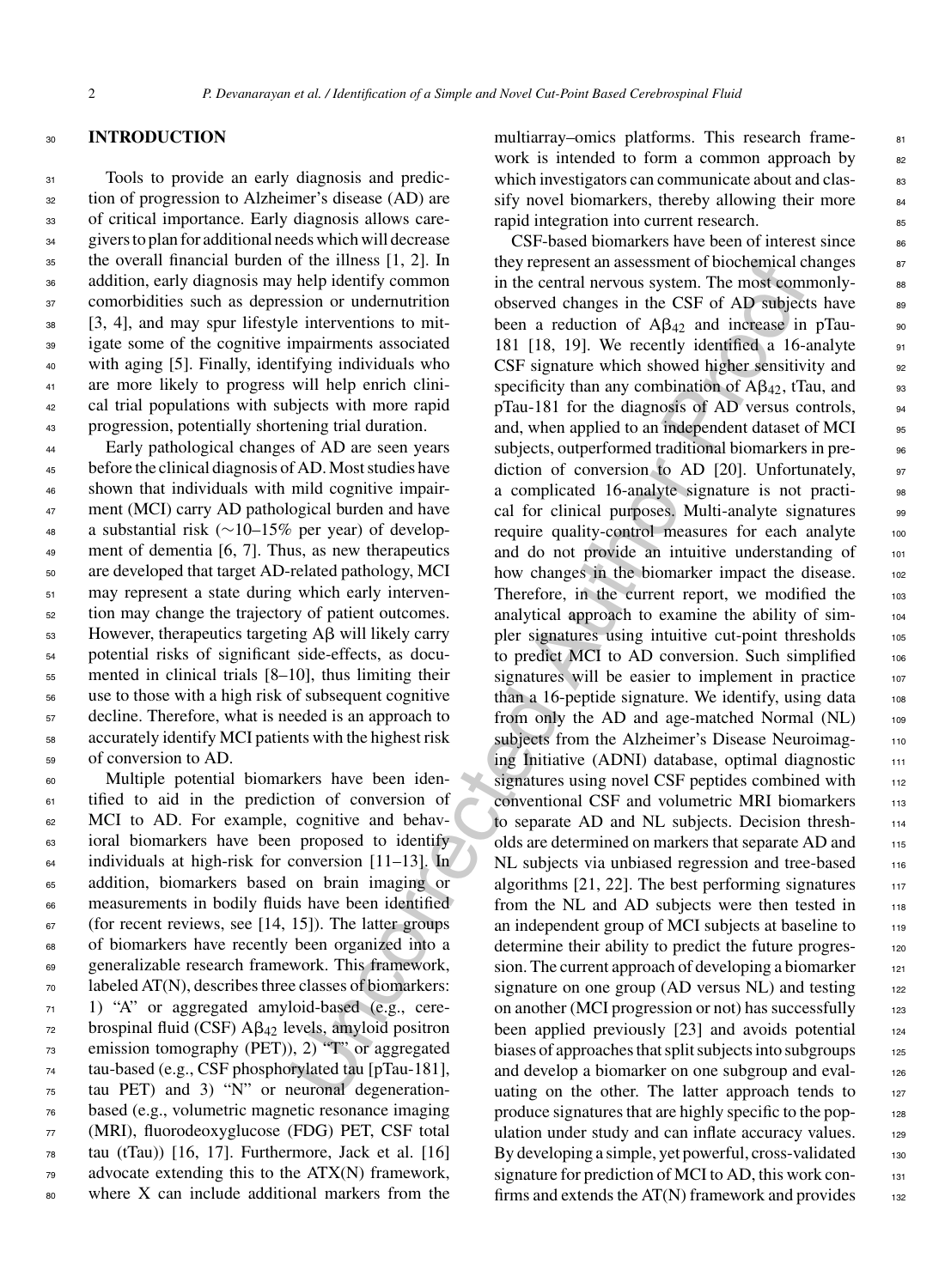## INTRODUCTION

Tools to provide an early diagnosis and prediction of progression to Alzheimer's disease (AD) are of critical importance. Early diagnosis allows caregivers to plan for additional needs which will decrease the overall financial burden of the illness [1, 2]. In addition, early diagnosis may help identify common comorbidities such as depression or undernutrition [3, 4], and may spur lifestyle interventions to mitigate some of the cognitive impairments associated with aging [5]. Finally, identifying individuals who are more likely to progress will help enrich clinical trial populations with subjects with more rapid progression, potentially shortening trial duration.

Early pathological changes of AD are seen years before the clinical diagnosis of AD. Most studies have shown that individuals with mild cognitive impairment (MCI) carry AD pathological burden and have a substantial risk (∼10–15% per year) of development of dementia [6, 7]. Thus, as new therapeutics are developed that target AD-related pathology, MCI may represent a state during which early intervention may change the trajectory of patient outcomes. However, therapeutics targeting Aβ will likely carry potential risks of significant side-effects, as documented in clinical trials [8–10], thus limiting their use to those with a high risk of subsequent cognitive decline. Therefore, what is needed is an approach to accurately identify MCI patients with the highest risk of conversion to AD.

Multiple potential biomarkers have been identified to aid in the prediction of conversion of MCI to AD. For example, cognitive and behavioral biomarkers have been proposed to identify individuals at high-risk for conversion [11–13]. In addition, biomarkers based on brain imaging or measurements in bodily fluids have been identified (for recent reviews, see [14, 15]). The latter groups of biomarkers have recently been organized into a generalizable research framework. This framework, labeled AT(N), describes three classes of biomarkers: 1) "A" or aggregated amyloid-based (e.g., cerebrospinal fluid (CSF) $A\beta_{42}$ levels, amyloid positron emission tomography (PET)), 2) "T" or aggregated tau-based (e.g., CSF phosphorylated tau [pTau-181], tau PET) and 3) "N" or neuronal degeneration-based (e.g., volumetric magnetic resonance imaging (MRI), fluorodeoxyglucose (FDG) PET, CSF total tau (tTau)) [16, 17]. Furthermore, Jack et al. [16] advocate extending this to the ATX(N) framework, where X can include additional markers from the multiarray–omics platforms. This research framework is intended to form a common approach by which investigators can communicate about and classify novel biomarkers, thereby allowing their more rapid integration into current research.

CSF-based biomarkers have been of interest since they represent an assessment of biochemical changes in the central nervous system. The most commonly-observed changes in the CSF of AD subjects have been a reduction of $A\beta_{42}$ and increase in pTau-181 [18, 19]. We recently identified a 16-analyte CSF signature which showed higher sensitivity and specificity than any combination of $A\beta_{42}$, tTau, and pTau-181 for the diagnosis of AD versus controls, and, when applied to an independent dataset of MCI subjects, outperformed traditional biomarkers in prediction of conversion to AD [20]. Unfortunately, a complicated 16-analyte signature is not practical for clinical purposes. Multi-analyte signatures require quality-control measures for each analyte and do not provide an intuitive understanding of how changes in the biomarker impact the disease. Therefore, in the current report, we modified the analytical approach to examine the ability of simpler signatures using intuitive cut-point thresholds to predict MCI to AD conversion. Such simplified signatures will be easier to implement in practice than a 16-peptide signature. We identify, using data from only the AD and age-matched Normal (NL) subjects from the Alzheimer's Disease Neuroimaging Initiative (ADNI) database, optimal diagnostic signatures using novel CSF peptides combined with conventional CSF and volumetric MRI biomarkers to separate AD and NL subjects. Decision thresholds are determined on markers that separate AD and NL subjects via unbiased regression and tree-based algorithms [21, 22]. The best performing signatures from the NL and AD subjects were then tested in an independent group of MCI subjects at baseline to determine their ability to predict the future progression. The current approach of developing a biomarker signature on one group (AD versus NL) and testing on another (MCI progression or not) has successfully been applied previously [23] and avoids potential biases of approaches that split subjects into subgroups and develop a biomarker on one subgroup and evaluating on the other. The latter approach tends to produce signatures that are highly specific to the population under study and can inflate accuracy values. By developing a simple, yet powerful, cross-validated signature for prediction of MCI to AD, this work confirms and extends the AT(N) framework and provides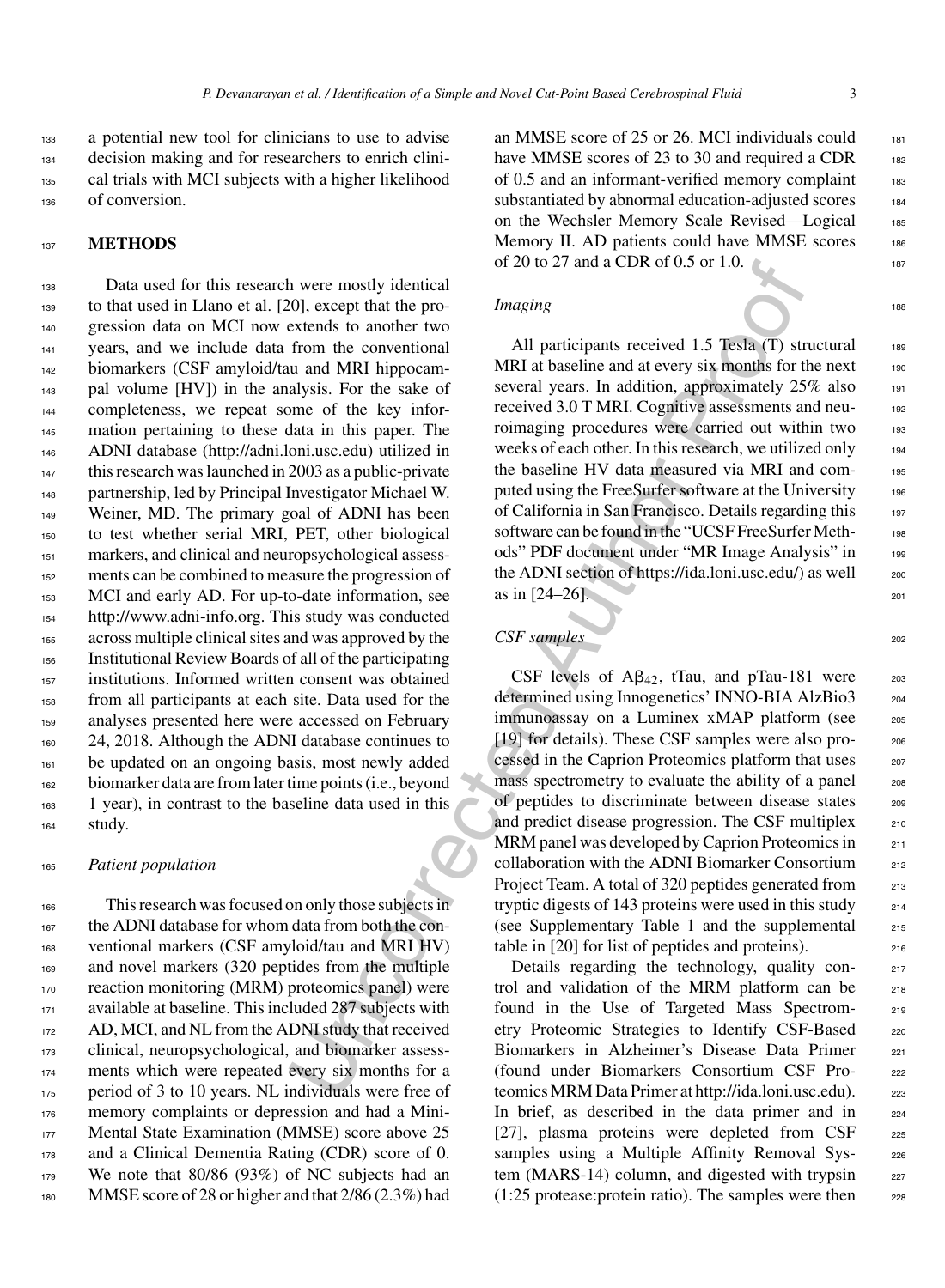a potential new tool for clinicians to use to advise decision making and for researchers to enrich clinical trials with MCI subjects with a higher likelihood of conversion.

## METHODS

Data used for this research were mostly identical to that used in Llano et al. [20], except that the progression data on MCI now extends to another two years, and we include data from the conventional biomarkers (CSF amyloid/tau and MRI hippocampal volume [HV]) in the analysis. For the sake of completeness, we repeat some of the key information pertaining to these data in this paper. The ADNI database (http://adni.loni.usc.edu) utilized in this research was launched in 2003 as a public-private partnership, led by Principal Investigator Michael W. Weiner, MD. The primary goal of ADNI has been to test whether serial MRI, PET, other biological markers, and clinical and neuropsychological assessments can be combined to measure the progression of MCI and early AD. For up-to-date information, see http://www.adni-info.org. This study was conducted across multiple clinical sites and was approved by the Institutional Review Boards of all of the participating institutions. Informed written consent was obtained from all participants at each site. Data used for the analyses presented here were accessed on February 24, 2018. Although the ADNI database continues to be updated on an ongoing basis, most newly added biomarker data are from later time points (i.e., beyond 1 year), in contrast to the baseline data used in this study.

### *Patient population*

This research was focused on only those subjects in the ADNI database for whom data from both the conventional markers (CSF amyloid/tau and MRI HV) and novel markers (320 peptides from the multiple reaction monitoring (MRM) proteomics panel) were available at baseline. This included 287 subjects with AD, MCI, and NL from the ADNI study that received clinical, neuropsychological, and biomarker assessments which were repeated every six months for a period of 3 to 10 years. NL individuals were free of memory complaints or depression and had a Mini-Mental State Examination (MMSE) score above 25 and a Clinical Dementia Rating (CDR) score of 0. We note that 80/86 (93%) of NC subjects had an MMSE score of 28 or higher and that 2/86 (2.3%) had an MMSE score of 25 or 26. MCI individuals could have MMSE scores of 23 to 30 and required a CDR of 0.5 and an informant-verified memory complaint substantiated by abnormal education-adjusted scores on the Wechsler Memory Scale Revised—Logical Memory II. AD patients could have MMSE scores of 20 to 27 and a CDR of 0.5 or 1.0.

### *Imaging*

All participants received 1.5 Tesla (T) structural MRI at baseline and at every six months for the next several years. In addition, approximately 25% also received 3.0 T MRI. Cognitive assessments and neuroimaging procedures were carried out within two weeks of each other. In this research, we utilized only the baseline HV data measured via MRI and computed using the FreeSurfer software at the University of California in San Francisco. Details regarding this software can be found in the "UCSF FreeSurfer Methods" PDF document under "MR Image Analysis" in the ADNI section of https://ida.loni.usc.edu/) as well as in [24–26].

### *CSF samples*

CSF levels of $A\beta_{42}$, tTau, and pTau-181 were determined using Innogenetics' INNO-BIA AlzBio3 immunoassay on a Luminex xMAP platform (see [19] for details). These CSF samples were also processed in the Caprion Proteomics platform that uses mass spectrometry to evaluate the ability of a panel of peptides to discriminate between disease states and predict disease progression. The CSF multiplex MRM panel was developed by Caprion Proteomics in collaboration with the ADNI Biomarker Consortium Project Team. A total of 320 peptides generated from tryptic digests of 143 proteins were used in this study (see Supplementary Table 1 and the supplemental table in [20] for list of peptides and proteins).

Details regarding the technology, quality control and validation of the MRM platform can be found in the Use of Targeted Mass Spectrometry Proteomic Strategies to Identify CSF-Based Biomarkers in Alzheimer's Disease Data Primer (found under Biomarkers Consortium CSF Proteomics MRM Data Primer at http://ida.loni.usc.edu). In brief, as described in the data primer and in [27], plasma proteins were depleted from CSF samples using a Multiple Affinity Removal System (MARS-14) column, and digested with trypsin (1:25 protease:protein ratio). The samples were then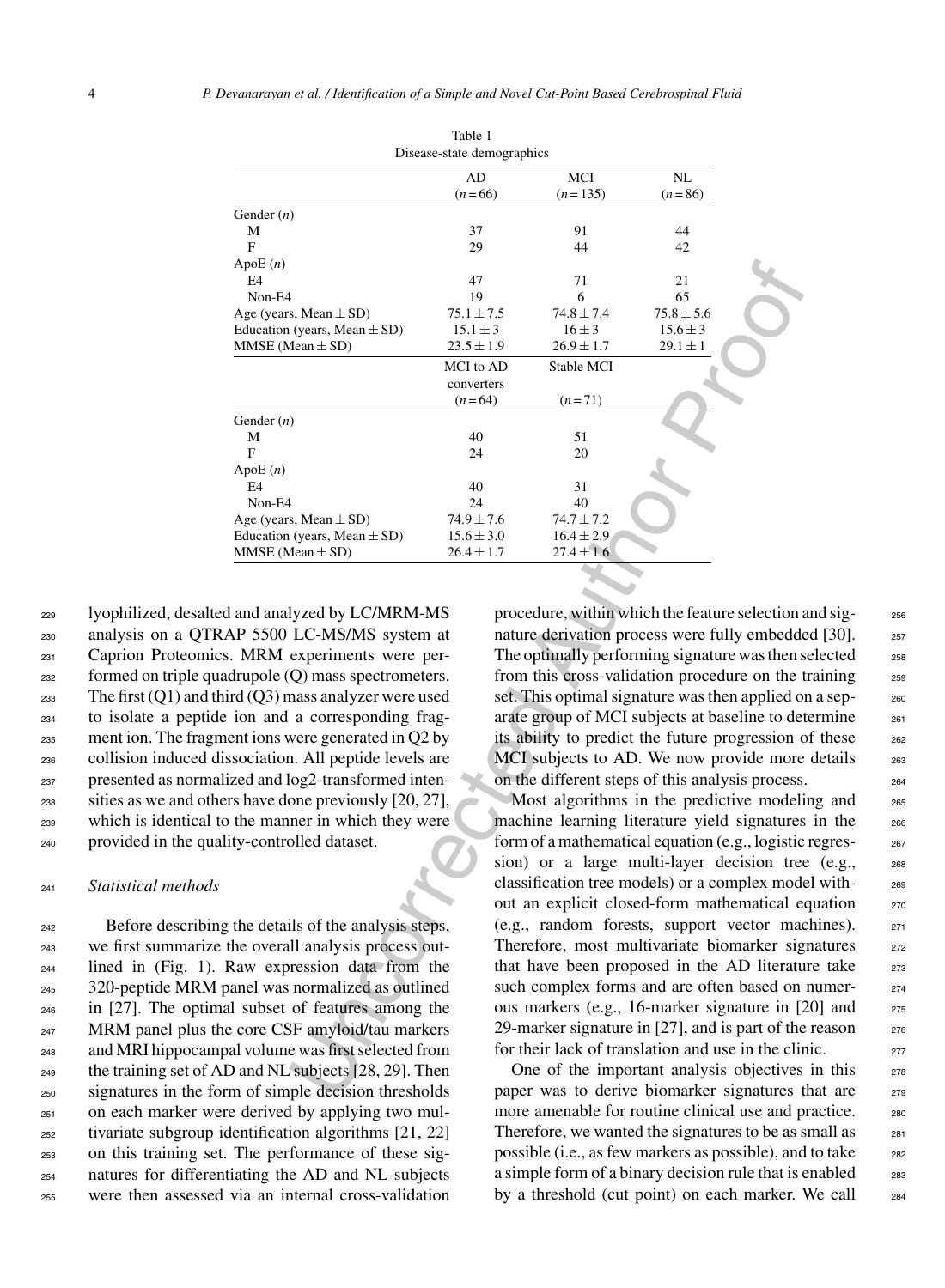Table 1
Disease-state demographics

| | AD ($n=66$) | MCI ($n=135$) | NL ($n=86$) |
|---|---|---|---|
| Gender ($n$) | | | |
| M | 37 | 91 | 44 |
| F | 29 | 44 | 42 |
| ApoE ($n$) | | | |
| E4 | 47 | 71 | 21 |
| Non-E4 | 19 | 6 | 65 |
| Age (years, Mean ± SD) | 75.1 ± 7.5 | 74.8 ± 7.4 | 75.8 ± 5.6 |
| Education (years, Mean ± SD) | 15.1 ± 3 | 16 ± 3 | 15.6 ± 3 |
| MMSE (Mean ± SD) | 23.5 ± 1.9 | 26.9 ± 1.7 | 29.1 ± 1 |
| | MCI to AD converters ($n=64$) | Stable MCI ($n=71$) | |
| Gender ($n$) | | | |
| M | 40 | 51 | |
| F | 24 | 20 | |
| ApoE ($n$) | | | |
| E4 | 40 | 31 | |
| Non-E4 | 24 | 40 | |
| Age (years, Mean ± SD) | 74.9 ± 7.6 | 74.7 ± 7.2 | |
| Education (years, Mean ± SD) | 15.6 ± 3.0 | 16.4 ± 2.9 | |
| MMSE (Mean ± SD) | 26.4 ± 1.7 | 27.4 ± 1.6 | |

lyophilized, desalted and analyzed by LC/MRM-MS analysis on a QTRAP 5500 LC-MS/MS system at Caprion Proteomics. MRM experiments were performed on triple quadrupole (Q) mass spectrometers. The first (Q1) and third (Q3) mass analyzer were used to isolate a peptide ion and a corresponding fragment ion. The fragment ions were generated in Q2 by collision induced dissociation. All peptide levels are presented as normalized and log2-transformed intensities as we and others have done previously [20, 27], which is identical to the manner in which they were provided in the quality-controlled dataset.

### *Statistical methods*

Before describing the details of the analysis steps, we first summarize the overall analysis process outlined in (Fig. 1). Raw expression data from the 320-peptide MRM panel was normalized as outlined in [27]. The optimal subset of features among the MRM panel plus the core CSF amyloid/tau markers and MRI hippocampal volume was first selected from the training set of AD and NL subjects [28, 29]. Then signatures in the form of simple decision thresholds on each marker were derived by applying two multivariate subgroup identification algorithms [21, 22] on this training set. The performance of these signatures for differentiating the AD and NL subjects were then assessed via an internal cross-validation procedure, within which the feature selection and signature derivation process were fully embedded [30]. The optimally performing signature was then selected from this cross-validation procedure on the training set. This optimal signature was then applied on a separate group of MCI subjects at baseline to determine its ability to predict the future progression of these MCI subjects to AD. We now provide more details on the different steps of this analysis process.

Most algorithms in the predictive modeling and machine learning literature yield signatures in the form of a mathematical equation (e.g., logistic regression) or a large multi-layer decision tree (e.g., classification tree models) or a complex model without an explicit closed-form mathematical equation (e.g., random forests, support vector machines). Therefore, most multivariate biomarker signatures that have been proposed in the AD literature take such complex forms and are often based on numerous markers (e.g., 16-marker signature in [20] and 29-marker signature in [27], and is part of the reason for their lack of translation and use in the clinic.

One of the important analysis objectives in this paper was to derive biomarker signatures that are more amenable for routine clinical use and practice. Therefore, we wanted the signatures to be as small as possible (i.e., as few markers as possible), and to take a simple form of a binary decision rule that is enabled by a threshold (cut point) on each marker. We call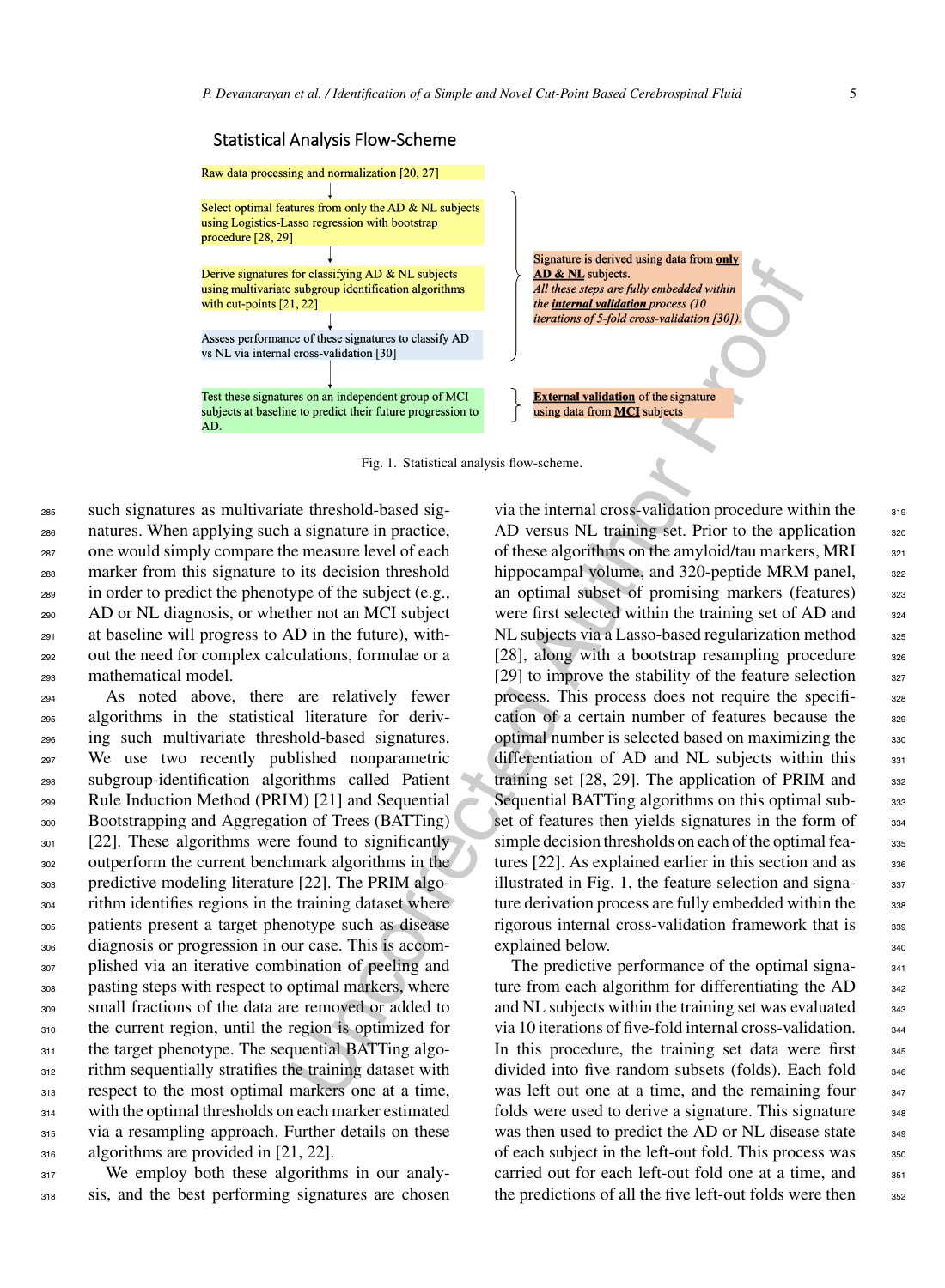## Statistical Analysis Flow-Scheme

Raw data processing and normalization [20, 27]

↓

Select optimal features from only the AD & NL subjects using Logistics-Lasso regression with bootstrap procedure [28, 29]

↓

Derive signatures for classifying AD & NL subjects using multivariate subgroup identification algorithms with cut-points [21, 22]

↓

Assess performance of these signatures to classify AD vs NL via internal cross-validation [30]

↓

Test these signatures on an independent group of MCI subjects at baseline to predict their future progression to AD.

Signature is derived using data from **only AD & NL** subjects. *All these steps are fully embedded within the **internal validation** process (10 iterations of 5-fold cross-validation [30]).*

**External validation** of the signature using data from **MCI** subjects

Fig. 1. Statistical analysis flow-scheme.

such signatures as multivariate threshold-based signatures. When applying such a signature in practice, one would simply compare the measure level of each marker from this signature to its decision threshold in order to predict the phenotype of the subject (e.g., AD or NL diagnosis, or whether not an MCI subject at baseline will progress to AD in the future), without the need for complex calculations, formulae or a mathematical model.

As noted above, there are relatively fewer algorithms in the statistical literature for deriving such multivariate threshold-based signatures. We use two recently published nonparametric subgroup-identification algorithms called Patient Rule Induction Method (PRIM) [21] and Sequential Bootstrapping and Aggregation of Trees (BATTing) [22]. These algorithms were found to significantly outperform the current benchmark algorithms in the predictive modeling literature [22]. The PRIM algorithm identifies regions in the training dataset where patients present a target phenotype such as disease diagnosis or progression in our case. This is accomplished via an iterative combination of peeling and pasting steps with respect to optimal markers, where small fractions of the data are removed or added to the current region, until the region is optimized for the target phenotype. The sequential BATTing algorithm sequentially stratifies the training dataset with respect to the most optimal markers one at a time, with the optimal thresholds on each marker estimated via a resampling approach. Further details on these algorithms are provided in [21, 22].

We employ both these algorithms in our analysis, and the best performing signatures are chosen via the internal cross-validation procedure within the AD versus NL training set. Prior to the application of these algorithms on the amyloid/tau markers, MRI hippocampal volume, and 320-peptide MRM panel, an optimal subset of promising markers (features) were first selected within the training set of AD and NL subjects via a Lasso-based regularization method [28], along with a bootstrap resampling procedure [29] to improve the stability of the feature selection process. This process does not require the specification of a certain number of features because the optimal number is selected based on maximizing the differentiation of AD and NL subjects within this training set [28, 29]. The application of PRIM and Sequential BATTing algorithms on this optimal subset of features then yields signatures in the form of simple decision thresholds on each of the optimal features [22]. As explained earlier in this section and as illustrated in Fig. 1, the feature selection and signature derivation process are fully embedded within the rigorous internal cross-validation framework that is explained below.

The predictive performance of the optimal signature from each algorithm for differentiating the AD and NL subjects within the training set was evaluated via 10 iterations of five-fold internal cross-validation. In this procedure, the training set data were first divided into five random subsets (folds). Each fold was left out one at a time, and the remaining four folds were used to derive a signature. This signature was then used to predict the AD or NL disease state of each subject in the left-out fold. This process was carried out for each left-out fold one at a time, and the predictions of all the five left-out folds were then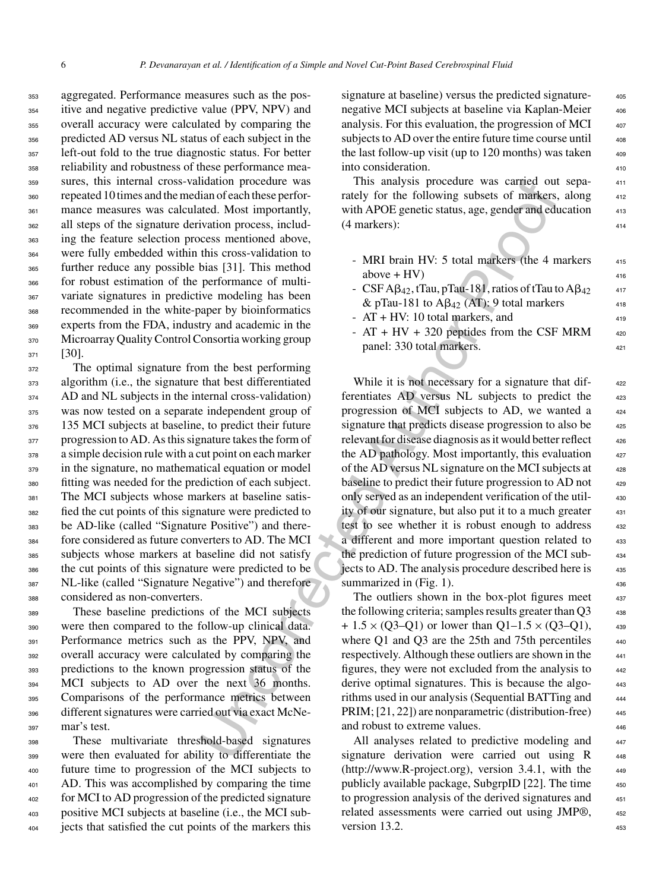aggregated. Performance measures such as the positive and negative predictive value (PPV, NPV) and overall accuracy were calculated by comparing the predicted AD versus NL status of each subject in the left-out fold to the true diagnostic status. For better reliability and robustness of these performance measures, this internal cross-validation procedure was repeated 10 times and the median of each these performance measures was calculated. Most importantly, all steps of the signature derivation process, including the feature selection process mentioned above, were fully embedded within this cross-validation to further reduce any possible bias [31]. This method for robust estimation of the performance of multivariate signatures in predictive modeling has been recommended in the white-paper by bioinformatics experts from the FDA, industry and academic in the Microarray Quality Control Consortia working group [30].

The optimal signature from the best performing algorithm (i.e., the signature that best differentiated AD and NL subjects in the internal cross-validation) was now tested on a separate independent group of 135 MCI subjects at baseline, to predict their future progression to AD. As this signature takes the form of a simple decision rule with a cut point on each marker in the signature, no mathematical equation or model fitting was needed for the prediction of each subject. The MCI subjects whose markers at baseline satisfied the cut points of this signature were predicted to be AD-like (called "Signature Positive") and therefore considered as future converters to AD. The MCI subjects whose markers at baseline did not satisfy the cut points of this signature were predicted to be NL-like (called "Signature Negative") and therefore considered as non-converters.

These baseline predictions of the MCI subjects were then compared to the follow-up clinical data. Performance metrics such as the PPV, NPV, and overall accuracy were calculated by comparing the predictions to the known progression status of the MCI subjects to AD over the next 36 months. Comparisons of the performance metrics between different signatures were carried out via exact McNemar's test.

These multivariate threshold-based signatures were then evaluated for ability to differentiate the future time to progression of the MCI subjects to AD. This was accomplished by comparing the time for MCI to AD progression of the predicted signature positive MCI subjects at baseline (i.e., the MCI subjects that satisfied the cut points of the markers this signature at baseline) versus the predicted signature-negative MCI subjects at baseline via Kaplan-Meier analysis. For this evaluation, the progression of MCI subjects to AD over the entire future time course until the last follow-up visit (up to 120 months) was taken into consideration.

This analysis procedure was carried out separately for the following subsets of markers, along with APOE genetic status, age, gender and education (4 markers):

- MRI brain HV: 5 total markers (the 4 markers above + HV)
- CSF A$\beta_{42}$, tTau, pTau-181, ratios of tTau to A$\beta_{42}$ & pTau-181 to A$\beta_{42}$ (AT): 9 total markers
- AT + HV: 10 total markers, and
- AT + HV + 320 peptides from the CSF MRM panel: 330 total markers.

While it is not necessary for a signature that differentiates AD versus NL subjects to predict the progression of MCI subjects to AD, we wanted a signature that predicts disease progression to also be relevant for disease diagnosis as it would better reflect the AD pathology. Most importantly, this evaluation of the AD versus NL signature on the MCI subjects at baseline to predict their future progression to AD not only served as an independent verification of the utility of our signature, but also put it to a much greater test to see whether it is robust enough to address a different and more important question related to the prediction of future progression of the MCI subjects to AD. The analysis procedure described here is summarized in (Fig. 1).

The outliers shown in the box-plot figures meet the following criteria; samples results greater than Q3 + 1.5 × (Q3–Q1) or lower than Q1–1.5 × (Q3–Q1), where Q1 and Q3 are the 25th and 75th percentiles respectively. Although these outliers are shown in the figures, they were not excluded from the analysis to derive optimal signatures. This is because the algorithms used in our analysis (Sequential BATTing and PRIM; [21, 22]) are nonparametric (distribution-free) and robust to extreme values.

All analyses related to predictive modeling and signature derivation were carried out using R (http://www.R-project.org), version 3.4.1, with the publicly available package, SubgrpID [22]. The time to progression analysis of the derived signatures and related assessments were carried out using JMP®, version 13.2.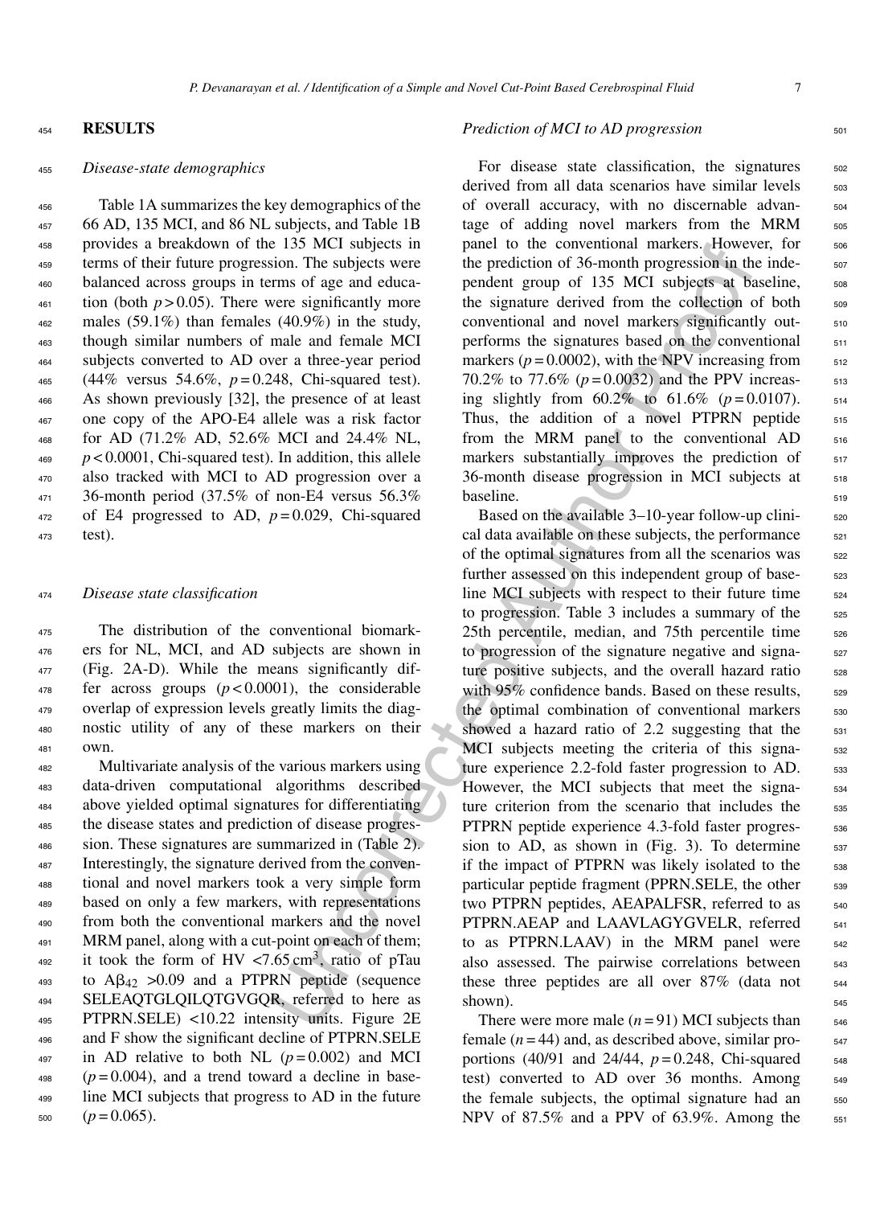## RESULTS

### *Disease-state demographics*

Table 1A summarizes the key demographics of the 66 AD, 135 MCI, and 86 NL subjects, and Table 1B provides a breakdown of the 135 MCI subjects in terms of their future progression. The subjects were balanced across groups in terms of age and education (both $p > 0.05$). There were significantly more males (59.1%) than females (40.9%) in the study, though similar numbers of male and female MCI subjects converted to AD over a three-year period (44% versus 54.6%, $p = 0.248$, Chi-squared test). As shown previously [32], the presence of at least one copy of the APO-E4 allele was a risk factor for AD (71.2% AD, 52.6% MCI and 24.4% NL, $p < 0.0001$, Chi-squared test). In addition, this allele also tracked with MCI to AD progression over a 36-month period (37.5% of non-E4 versus 56.3% of E4 progressed to AD, $p = 0.029$, Chi-squared test).

### *Disease state classification*

The distribution of the conventional biomarkers for NL, MCI, and AD subjects are shown in (Fig. 2A-D). While the means significantly differ across groups ($p < 0.0001$), the considerable overlap of expression levels greatly limits the diagnostic utility of any of these markers on their own.

Multivariate analysis of the various markers using data-driven computational algorithms described above yielded optimal signatures for differentiating the disease states and prediction of disease progression. These signatures are summarized in (Table 2). Interestingly, the signature derived from the conventional and novel markers took a very simple form based on only a few markers, with representations from both the conventional markers and the novel MRM panel, along with a cut-point on each of them; it took the form of HV <7.65 $cm^3$, ratio of pTau to $A\beta_{42}$ >0.09 and a PTPRN peptide (sequence SELEAQTGLQILQTGVGQR, referred to here as PTPRN.SELE) <10.22 intensity units. Figure 2E and F show the significant decline of PTPRN.SELE in AD relative to both NL ($p = 0.002$) and MCI ($p = 0.004$), and a trend toward a decline in baseline MCI subjects that progress to AD in the future ($p = 0.065$).

### *Prediction of MCI to AD progression*

For disease state classification, the signatures derived from all data scenarios have similar levels of overall accuracy, with no discernable advantage of adding novel markers from the MRM panel to the conventional markers. However, for the prediction of 36-month progression in the independent group of 135 MCI subjects at baseline, the signature derived from the collection of both conventional and novel markers significantly outperforms the signatures based on the conventional markers ($p = 0.0002$), with the NPV increasing from 70.2% to 77.6% ($p = 0.0032$) and the PPV increasing slightly from 60.2% to 61.6% ($p = 0.0107$). Thus, the addition of a novel PTPRN peptide from the MRM panel to the conventional AD markers substantially improves the prediction of 36-month disease progression in MCI subjects at baseline.

Based on the available 3–10-year follow-up clinical data available on these subjects, the performance of the optimal signatures from all the scenarios was further assessed on this independent group of baseline MCI subjects with respect to their future time to progression. Table 3 includes a summary of the 25th percentile, median, and 75th percentile time to progression of the signature negative and signature positive subjects, and the overall hazard ratio with 95% confidence bands. Based on these results, the optimal combination of conventional markers showed a hazard ratio of 2.2 suggesting that the MCI subjects meeting the criteria of this signature experience 2.2-fold faster progression to AD. However, the MCI subjects that meet the signature criterion from the scenario that includes the PTPRN peptide experience 4.3-fold faster progression to AD, as shown in (Fig. 3). To determine if the impact of PTPRN was likely isolated to the particular peptide fragment (PPRN.SELE, the other two PTPRN peptides, AEAPALFSR, referred to as PTPRN.AEAP and LAAVLAGYGVELR, referred to as PTPRN.LAAV) in the MRM panel were also assessed. The pairwise correlations between these three peptides are all over 87% (data not shown).

There were more male ($n = 91$) MCI subjects than female ($n = 44$) and, as described above, similar proportions (40/91 and 24/44, $p = 0.248$, Chi-squared test) converted to AD over 36 months. Among the female subjects, the optimal signature had an NPV of 87.5% and a PPV of 63.9%. Among the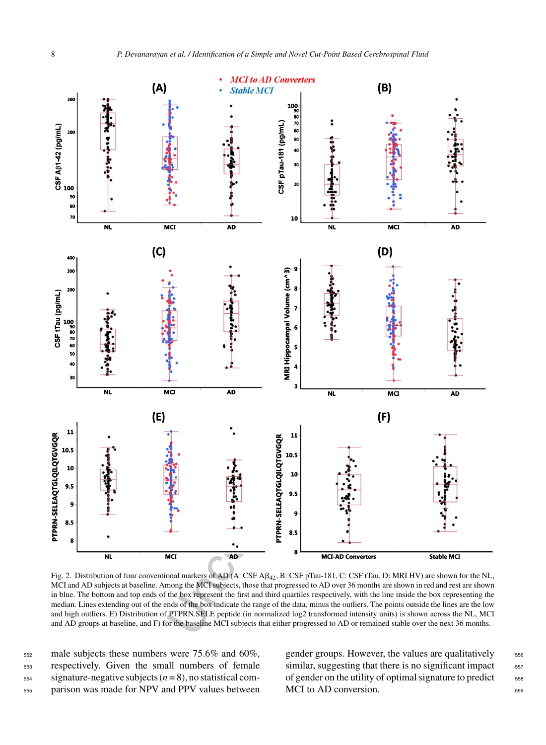Fig. 2. Distribution of four conventional markers of AD (A: CSF A$\beta_{42}$, B: CSF pTau-181, C: CSF tTau, D: MRI HV) are shown for the NL, MCI and AD subjects at baseline. Among the MCI subjects, those that progressed to AD over 36 months are shown in red and rest are shown in blue. The bottom and top ends of the box represent the first and third quartiles respectively, with the line inside the box representing the median. Lines extending out of the ends of the box indicate the range of the data, minus the outliers. The points outside the lines are the low and high outliers. E) Distribution of PTPRN.SELE peptide (in normalized log2 transformed intensity units) is shown across the NL, MCI and AD groups at baseline, and F) for the baseline MCI subjects that either progressed to AD or remained stable over the next 36 months.

male subjects these numbers were 75.6% and 60%, respectively. Given the small numbers of female signature-negative subjects ($n = 8$), no statistical comparison was made for NPV and PPV values between gender groups. However, the values are qualitatively similar, suggesting that there is no significant impact of gender on the utility of optimal signature to predict MCI to AD conversion.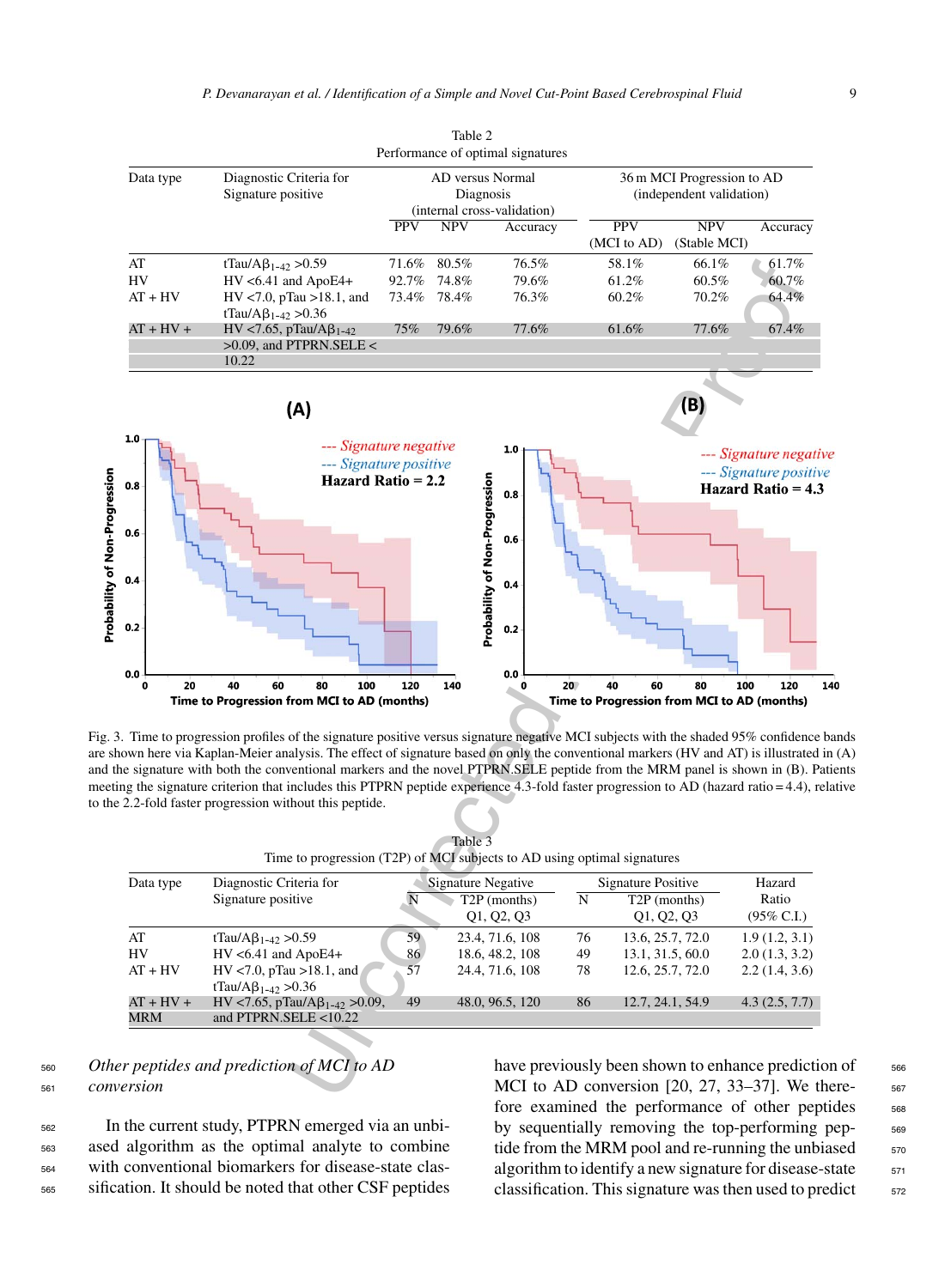Table 2
Performance of optimal signatures

| Data type | Diagnostic Criteria for Signature positive | AD versus Normal Diagnosis (internal cross-validation) | | | 36 m MCI Progression to AD (independent validation) | | |
|---|---|---|---|---|---|---|---|
| | | PPV | NPV | Accuracy | PPV (MCI to AD) | NPV (Stable MCI) | Accuracy |
| AT | tTau/A$\beta_{1\text{-}42}$ >0.59 | 71.6% | 80.5% | 76.5% | 58.1% | 66.1% | 61.7% |
| HV | HV <6.41 and ApoE4+ | 92.7% | 74.8% | 79.6% | 61.2% | 60.5% | 60.7% |
| AT + HV | HV <7.0, pTau >18.1, and tTau/A$\beta_{1\text{-}42}$ >0.36 | 73.4% | 78.4% | 76.3% | 60.2% | 70.2% | 64.4% |
| AT + HV + | HV <7.65, pTau/A$\beta_{1\text{-}42}$ >0.09, and PTPRN.SELE < 10.22 | 75% | 79.6% | 77.6% | 61.6% | 77.6% | 67.4% |

Fig. 3. Time to progression profiles of the signature positive versus signature negative MCI subjects with the shaded 95% confidence bands are shown here via Kaplan-Meier analysis. The effect of signature based on only the conventional markers (HV and AT) is illustrated in (A) and the signature with both the conventional markers and the novel PTPRN.SELE peptide from the MRM panel is shown in (B). Patients meeting the signature criterion that includes this PTPRN peptide experience 4.3-fold faster progression to AD (hazard ratio = 4.4), relative to the 2.2-fold faster progression without this peptide.

Table 3
Time to progression (T2P) of MCI subjects to AD using optimal signatures

| Data type | Diagnostic Criteria for Signature positive | Signature Negative | | Signature Positive | | Hazard Ratio (95% C.I.) |
|---|---|---|---|---|---|---|
| | | N | T2P (months) Q1, Q2, Q3 | N | T2P (months) Q1, Q2, Q3 | |
| AT | tTau/A$\beta_{1\text{-}42}$ >0.59 | 59 | 23.4, 71.6, 108 | 76 | 13.6, 25.7, 72.0 | 1.9 (1.2, 3.1) |
| HV | HV <6.41 and ApoE4+ | 86 | 18.6, 48.2, 108 | 49 | 13.1, 31.5, 60.0 | 2.0 (1.3, 3.2) |
| AT + HV | HV <7.0, pTau >18.1, and tTau/A$\beta_{1\text{-}42}$ >0.36 | 57 | 24.4, 71.6, 108 | 78 | 12.6, 25.7, 72.0 | 2.2 (1.4, 3.6) |
| AT + HV + MRM | HV <7.65, pTau/A$\beta_{1\text{-}42}$ >0.09, and PTPRN.SELE <10.22 | 49 | 48.0, 96.5, 120 | 86 | 12.7, 24.1, 54.9 | 4.3 (2.5, 7.7) |

### *Other peptides and prediction of MCI to AD conversion*

In the current study, PTPRN emerged via an unbiased algorithm as the optimal analyte to combine with conventional biomarkers for disease-state classification. It should be noted that other CSF peptides have previously been shown to enhance prediction of MCI to AD conversion [20, 27, 33–37]. We therefore examined the performance of other peptides by sequentially removing the top-performing peptide from the MRM pool and re-running the unbiased algorithm to identify a new signature for disease-state classification. This signature was then used to predict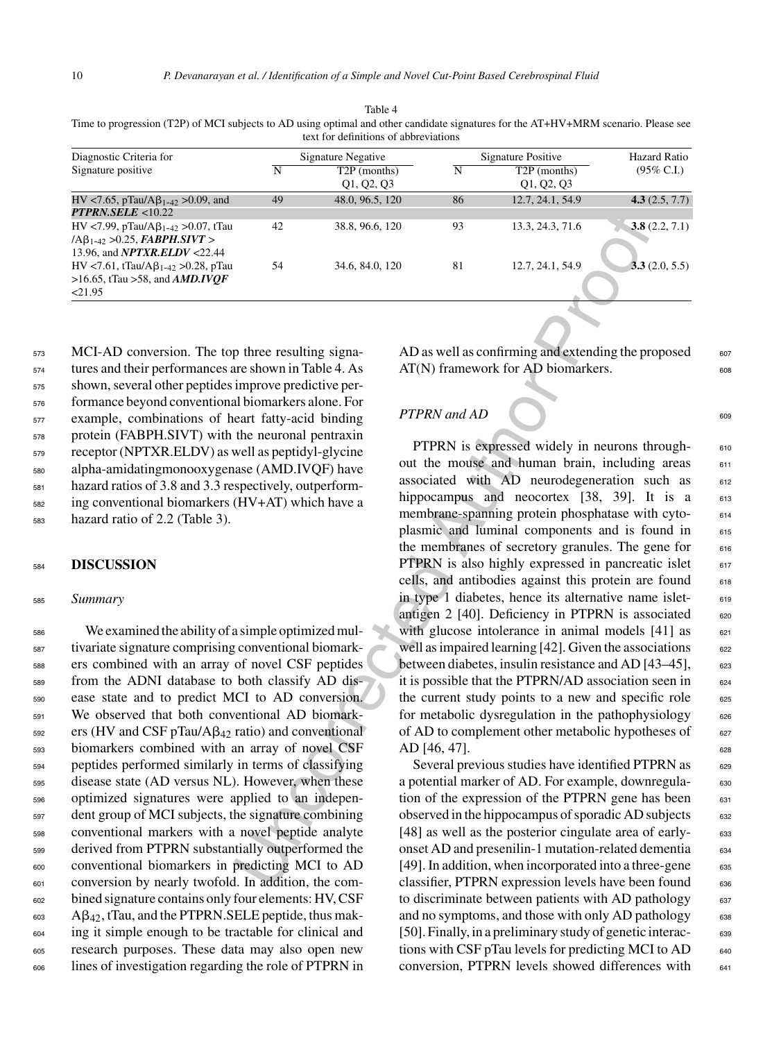Table 4

Time to progression (T2P) of MCI subjects to AD using optimal and other candidate signatures for the AT+HV+MRM scenario. Please see text for definitions of abbreviations

| Diagnostic Criteria for Signature positive | Signature Negative | | Signature Positive | | Hazard Ratio (95% C.I.) |
|---|---|---|---|---|---|
| | N | T2P (months) Q1, Q2, Q3 | N | T2P (months) Q1, Q2, Q3 | |
| HV <7.65, pTau/A$\beta_{1\text{-}42}$ >0.09, and ***PTPRN.SELE*** <10.22 | 49 | 48.0, 96.5, 120 | 86 | 12.7, 24.1, 54.9 | **4.3** (2.5, 7.7) |
| HV <7.99, pTau/A$\beta_{1\text{-}42}$ >0.07, tTau /A$\beta_{1\text{-}42}$ >0.25, ***FABPH.SIVT*** > 13.96, and ***NPTXR.ELDV*** <22.44 | 42 | 38.8, 96.6, 120 | 93 | 13.3, 24.3, 71.6 | **3.8** (2.2, 7.1) |
| HV <7.61, tTau/A$\beta_{1\text{-}42}$ >0.28, pTau >16.65, tTau >58, and ***AMD.IVQF*** <21.95 | 54 | 34.6, 84.0, 120 | 81 | 12.7, 24.1, 54.9 | **3.3** (2.0, 5.5) |

MCI-AD conversion. The top three resulting signatures and their performances are shown in Table 4. As shown, several other peptides improve predictive performance beyond conventional biomarkers alone. For example, combinations of heart fatty-acid binding protein (FABPH.SIVT) with the neuronal pentraxin receptor (NPTXR.ELDV) as well as peptidyl-glycine alpha-amidatingmonooxygenase (AMD.IVQF) have hazard ratios of 3.8 and 3.3 respectively, outperforming conventional biomarkers (HV+AT) which have a hazard ratio of 2.2 (Table 3).

## DISCUSSION

### Summary

We examined the ability of a simple optimized multivariate signature comprising conventional biomarkers combined with an array of novel CSF peptides from the ADNI database to both classify AD disease state and to predict MCI to AD conversion. We observed that both conventional AD biomarkers (HV and CSF pTau/A$\beta_{42}$ ratio) and conventional biomarkers combined with an array of novel CSF peptides performed similarly in terms of classifying disease state (AD versus NL). However, when these optimized signatures were applied to an independent group of MCI subjects, the signature combining conventional markers with a novel peptide analyte derived from PTPRN substantially outperformed the conventional biomarkers in predicting MCI to AD conversion by nearly twofold. In addition, the combined signature contains only four elements: HV, CSF A$\beta_{42}$, tTau, and the PTPRN.SELE peptide, thus making it simple enough to be tractable for clinical and research purposes. These data may also open new lines of investigation regarding the role of PTPRN in AD as well as confirming and extending the proposed AT(N) framework for AD biomarkers.

### PTPRN and AD

PTPRN is expressed widely in neurons throughout the mouse and human brain, including areas associated with AD neurodegeneration such as hippocampus and neocortex [38, 39]. It is a membrane-spanning protein phosphatase with cytoplasmic and luminal components and is found in the membranes of secretory granules. The gene for PTPRN is also highly expressed in pancreatic islet cells, and antibodies against this protein are found in type 1 diabetes, hence its alternative name islet-antigen 2 [40]. Deficiency in PTPRN is associated with glucose intolerance in animal models [41] as well as impaired learning [42]. Given the associations between diabetes, insulin resistance and AD [43–45], it is possible that the PTPRN/AD association seen in the current study points to a new and specific role for metabolic dysregulation in the pathophysiology of AD to complement other metabolic hypotheses of AD [46, 47].

Several previous studies have identified PTPRN as a potential marker of AD. For example, downregulation of the expression of the PTPRN gene has been observed in the hippocampus of sporadic AD subjects [48] as well as the posterior cingulate area of early-onset AD and presenilin-1 mutation-related dementia [49]. In addition, when incorporated into a three-gene classifier, PTPRN expression levels have been found to discriminate between patients with AD pathology and no symptoms, and those with only AD pathology [50]. Finally, in a preliminary study of genetic interactions with CSF pTau levels for predicting MCI to AD conversion, PTPRN levels showed differences with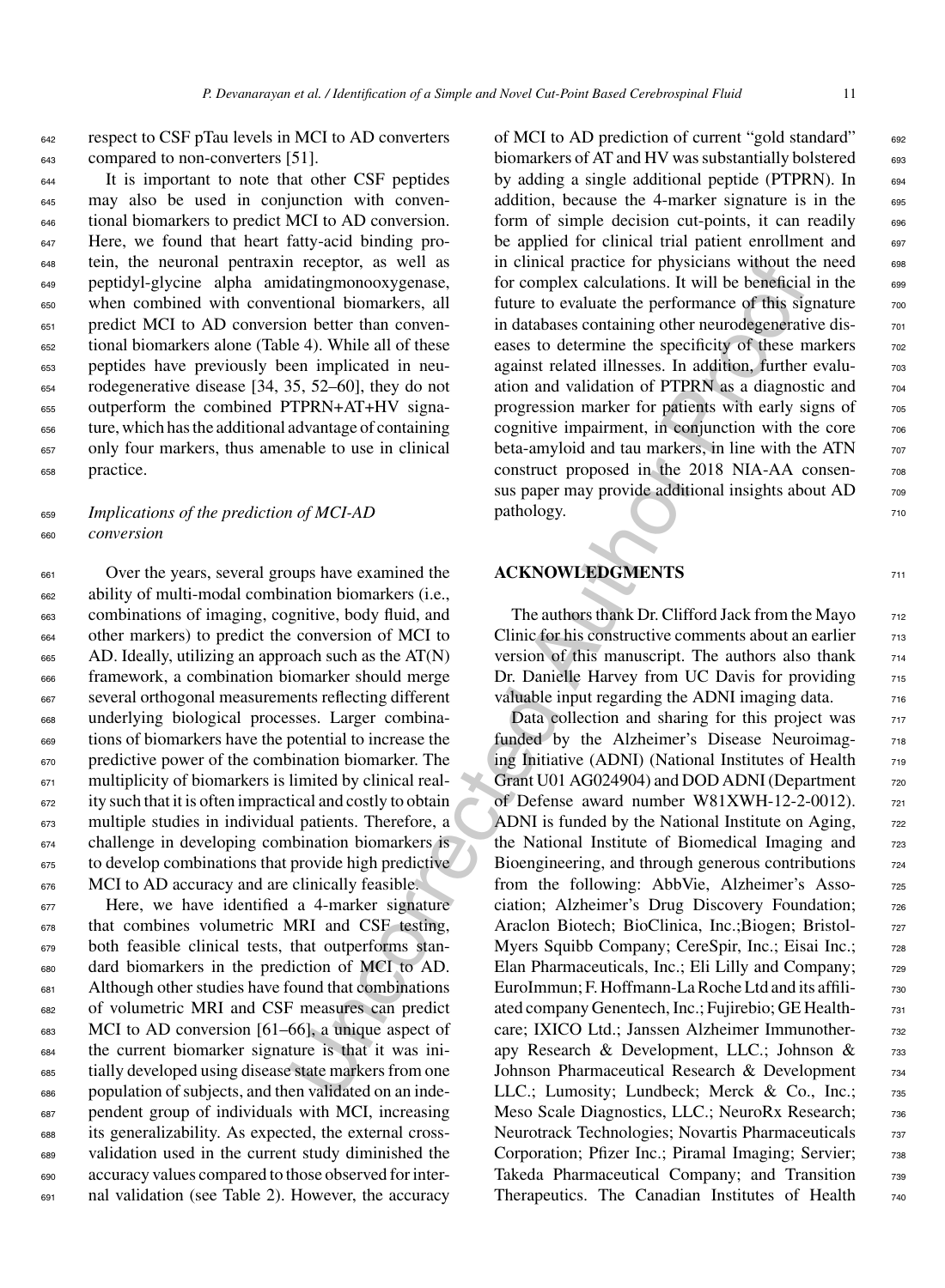respect to CSF pTau levels in MCI to AD converters compared to non-converters [51].

It is important to note that other CSF peptides may also be used in conjunction with conventional biomarkers to predict MCI to AD conversion. Here, we found that heart fatty-acid binding protein, the neuronal pentraxin receptor, as well as peptidyl-glycine alpha amidatingmonooxygenase, when combined with conventional biomarkers, all predict MCI to AD conversion better than conventional biomarkers alone (Table 4). While all of these peptides have previously been implicated in neurodegenerative disease [34, 35, 52–60], they do not outperform the combined PTPRN+AT+HV signature, which has the additional advantage of containing only four markers, thus amenable to use in clinical practice.

### *Implications of the prediction of MCI-AD conversion*

Over the years, several groups have examined the ability of multi-modal combination biomarkers (i.e., combinations of imaging, cognitive, body fluid, and other markers) to predict the conversion of MCI to AD. Ideally, utilizing an approach such as the AT(N) framework, a combination biomarker should merge several orthogonal measurements reflecting different underlying biological processes. Larger combinations of biomarkers have the potential to increase the predictive power of the combination biomarker. The multiplicity of biomarkers is limited by clinical reality such that it is often impractical and costly to obtain multiple studies in individual patients. Therefore, a challenge in developing combination biomarkers is to develop combinations that provide high predictive MCI to AD accuracy and are clinically feasible.

Here, we have identified a 4-marker signature that combines volumetric MRI and CSF testing, both feasible clinical tests, that outperforms standard biomarkers in the prediction of MCI to AD. Although other studies have found that combinations of volumetric MRI and CSF measures can predict MCI to AD conversion [61–66], a unique aspect of the current biomarker signature is that it was initially developed using disease state markers from one population of subjects, and then validated on an independent group of individuals with MCI, increasing its generalizability. As expected, the external cross-validation used in the current study diminished the accuracy values compared to those observed for internal validation (see Table 2). However, the accuracy of MCI to AD prediction of current "gold standard" biomarkers of AT and HV was substantially bolstered by adding a single additional peptide (PTPRN). In addition, because the 4-marker signature is in the form of simple decision cut-points, it can readily be applied for clinical trial patient enrollment and in clinical practice for physicians without the need for complex calculations. It will be beneficial in the future to evaluate the performance of this signature in databases containing other neurodegenerative diseases to determine the specificity of these markers against related illnesses. In addition, further evaluation and validation of PTPRN as a diagnostic and progression marker for patients with early signs of cognitive impairment, in conjunction with the core beta-amyloid and tau markers, in line with the ATN construct proposed in the 2018 NIA-AA consensus paper may provide additional insights about AD pathology.

## ACKNOWLEDGMENTS

The authors thank Dr. Clifford Jack from the Mayo Clinic for his constructive comments about an earlier version of this manuscript. The authors also thank Dr. Danielle Harvey from UC Davis for providing valuable input regarding the ADNI imaging data.

Data collection and sharing for this project was funded by the Alzheimer's Disease Neuroimaging Initiative (ADNI) (National Institutes of Health Grant U01 AG024904) and DOD ADNI (Department of Defense award number W81XWH-12-2-0012). ADNI is funded by the National Institute on Aging, the National Institute of Biomedical Imaging and Bioengineering, and through generous contributions from the following: AbbVie, Alzheimer's Association; Alzheimer's Drug Discovery Foundation; Araclon Biotech; BioClinica, Inc.;Biogen; Bristol-Myers Squibb Company; CereSpir, Inc.; Eisai Inc.; Elan Pharmaceuticals, Inc.; Eli Lilly and Company; EuroImmun; F. Hoffmann-La Roche Ltd and its affiliated company Genentech, Inc.; Fujirebio; GE Healthcare; IXICO Ltd.; Janssen Alzheimer Immunotherapy Research & Development, LLC.; Johnson & Johnson Pharmaceutical Research & Development LLC.; Lumosity; Lundbeck; Merck & Co., Inc.; Meso Scale Diagnostics, LLC.; NeuroRx Research; Neurotrack Technologies; Novartis Pharmaceuticals Corporation; Pfizer Inc.; Piramal Imaging; Servier; Takeda Pharmaceutical Company; and Transition Therapeutics. The Canadian Institutes of Health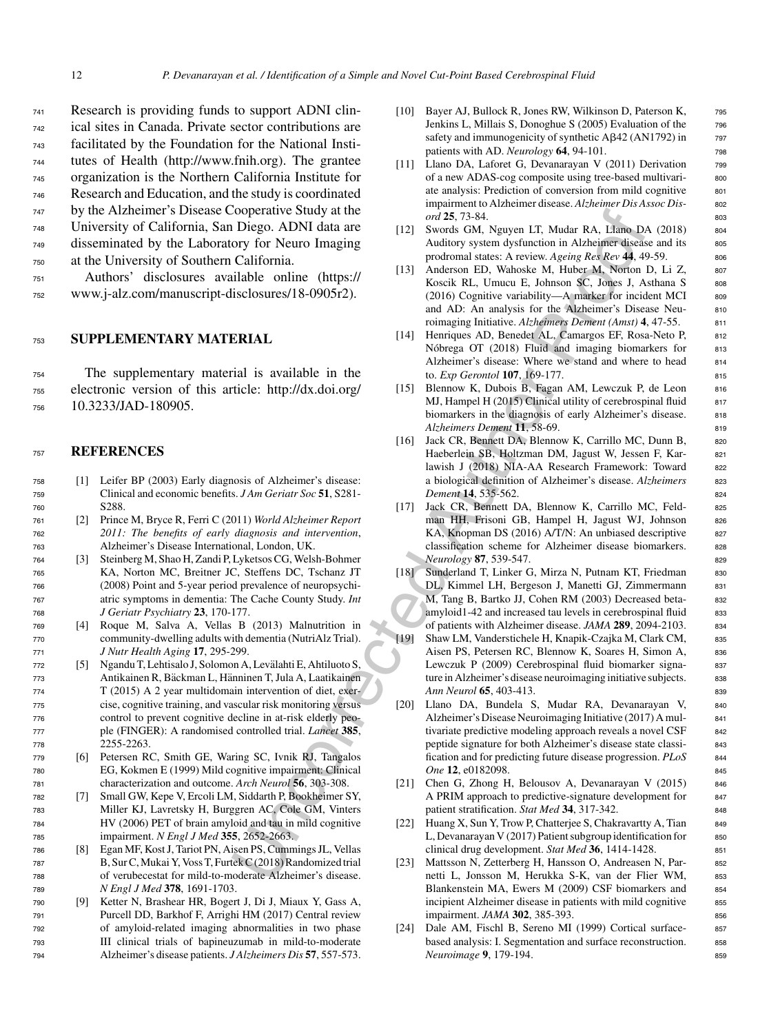Research is providing funds to support ADNI clinical sites in Canada. Private sector contributions are facilitated by the Foundation for the National Institutes of Health (http://www.fnih.org). The grantee organization is the Northern California Institute for Research and Education, and the study is coordinated by the Alzheimer's Disease Cooperative Study at the University of California, San Diego. ADNI data are disseminated by the Laboratory for Neuro Imaging at the University of Southern California.

Authors' disclosures available online (https://www.j-alz.com/manuscript-disclosures/18-0905r2).

## SUPPLEMENTARY MATERIAL

The supplementary material is available in the electronic version of this article: http://dx.doi.org/10.3233/JAD-180905.

## REFERENCES

[1] Leifer BP (2003) Early diagnosis of Alzheimer's disease: Clinical and economic benefits. *J Am Geriatr Soc* **51**, S281-S288.

[2] Prince M, Bryce R, Ferri C (2011) *World Alzheimer Report 2011: The benefits of early diagnosis and intervention*, Alzheimer's Disease International, London, UK.

[3] Steinberg M, Shao H, Zandi P, Lyketsos CG, Welsh-Bohmer KA, Norton MC, Breitner JC, Steffens DC, Tschanz JT (2008) Point and 5-year period prevalence of neuropsychiatric symptoms in dementia: The Cache County Study. *Int J Geriatr Psychiatry* **23**, 170-177.

[4] Roque M, Salva A, Vellas B (2013) Malnutrition in community-dwelling adults with dementia (NutriAlz Trial). *J Nutr Health Aging* **17**, 295-299.

[5] Ngandu T, Lehtisalo J, Solomon A, Levälahti E, Ahtiluoto S, Antikainen R, Bäckman L, Hänninen T, Jula A, Laatikainen T (2015) A 2 year multidomain intervention of diet, exercise, cognitive training, and vascular risk monitoring versus control to prevent cognitive decline in at-risk elderly people (FINGER): A randomised controlled trial. *Lancet* **385**, 2255-2263.

[6] Petersen RC, Smith GE, Waring SC, Ivnik RJ, Tangalos EG, Kokmen E (1999) Mild cognitive impairment: Clinical characterization and outcome. *Arch Neurol* **56**, 303-308.

[7] Small GW, Kepe V, Ercoli LM, Siddarth P, Bookheimer SY, Miller KJ, Lavretsky H, Burggren AC, Cole GM, Vinters HV (2006) PET of brain amyloid and tau in mild cognitive impairment. *N Engl J Med* **355**, 2652-2663.

[8] Egan MF, Kost J, Tariot PN, Aisen PS, Cummings JL, Vellas B, Sur C, Mukai Y, Voss T, Furtek C (2018) Randomized trial of verubecestat for mild-to-moderate Alzheimer's disease. *N Engl J Med* **378**, 1691-1703.

[9] Ketter N, Brashear HR, Bogert J, Di J, Miaux Y, Gass A, Purcell DD, Barkhof F, Arrighi HM (2017) Central review of amyloid-related imaging abnormalities in two phase III clinical trials of bapineuzumab in mild-to-moderate Alzheimer's disease patients. *J Alzheimers Dis* **57**, 557-573.

[10] Bayer AJ, Bullock R, Jones RW, Wilkinson D, Paterson K, Jenkins L, Millais S, Donoghue S (2005) Evaluation of the safety and immunogenicity of synthetic Aβ42 (AN1792) in patients with AD. *Neurology* **64**, 94-101.

[11] Llano DA, Laforet G, Devanarayan V (2011) Derivation of a new ADAS-cog composite using tree-based multivariate analysis: Prediction of conversion from mild cognitive impairment to Alzheimer disease. *Alzheimer Dis Assoc Disord* **25**, 73-84.

[12] Swords GM, Nguyen LT, Mudar RA, Llano DA (2018) Auditory system dysfunction in Alzheimer disease and its prodromal states: A review. *Ageing Res Rev* **44**, 49-59.

[13] Anderson ED, Wahoske M, Huber M, Norton D, Li Z, Koscik RL, Umucu E, Johnson SC, Jones J, Asthana S (2016) Cognitive variability—A marker for incident MCI and AD: An analysis for the Alzheimer's Disease Neuroimaging Initiative. *Alzheimers Dement (Amst)* **4**, 47-55.

[14] Henriques AD, Benedet AL, Camargos EF, Rosa-Neto P, Nóbrega OT (2018) Fluid and imaging biomarkers for Alzheimer's disease: Where we stand and where to head to. *Exp Gerontol* **107**, 169-177.

[15] Blennow K, Dubois B, Fagan AM, Lewczuk P, de Leon MJ, Hampel H (2015) Clinical utility of cerebrospinal fluid biomarkers in the diagnosis of early Alzheimer's disease. *Alzheimers Dement* **11**, 58-69.

[16] Jack CR, Bennett DA, Blennow K, Carrillo MC, Dunn B, Haeberlein SB, Holtzman DM, Jagust W, Jessen F, Karlawish J (2018) NIA-AA Research Framework: Toward a biological definition of Alzheimer's disease. *Alzheimers Dement* **14**, 535-562.

[17] Jack CR, Bennett DA, Blennow K, Carrillo MC, Feldman HH, Frisoni GB, Hampel H, Jagust WJ, Johnson KA, Knopman DS (2016) A/T/N: An unbiased descriptive classification scheme for Alzheimer disease biomarkers. *Neurology* **87**, 539-547.

[18] Sunderland T, Linker G, Mirza N, Putnam KT, Friedman DL, Kimmel LH, Bergeson J, Manetti GJ, Zimmermann M, Tang B, Bartko JJ, Cohen RM (2003) Decreased beta-amyloid1-42 and increased tau levels in cerebrospinal fluid of patients with Alzheimer disease. *JAMA* **289**, 2094-2103.

[19] Shaw LM, Vanderstichele H, Knapik-Czajka M, Clark CM, Aisen PS, Petersen RC, Blennow K, Soares H, Simon A, Lewczuk P (2009) Cerebrospinal fluid biomarker signature in Alzheimer's disease neuroimaging initiative subjects. *Ann Neurol* **65**, 403-413.

[20] Llano DA, Bundela S, Mudar RA, Devanarayan V, Alzheimer's Disease Neuroimaging Initiative (2017) A multivariate predictive modeling approach reveals a novel CSF peptide signature for both Alzheimer's disease state classification and for predicting future disease progression. *PLoS One* **12**, e0182098.

[21] Chen G, Zhong H, Belousov A, Devanarayan V (2015) A PRIM approach to predictive-signature development for patient stratification. *Stat Med* **34**, 317-342.

[22] Huang X, Sun Y, Trow P, Chatterjee S, Chakravartty A, Tian L, Devanarayan V (2017) Patient subgroup identification for clinical drug development. *Stat Med* **36**, 1414-1428.

[23] Mattsson N, Zetterberg H, Hansson O, Andreasen N, Parnetti L, Jonsson M, Herukka S-K, van der Flier WM, Blankenstein MA, Ewers M (2009) CSF biomarkers and incipient Alzheimer disease in patients with mild cognitive impairment. *JAMA* **302**, 385-393.

[24] Dale AM, Fischl B, Sereno MI (1999) Cortical surface-based analysis: I. Segmentation and surface reconstruction. *Neuroimage* **9**, 179-194.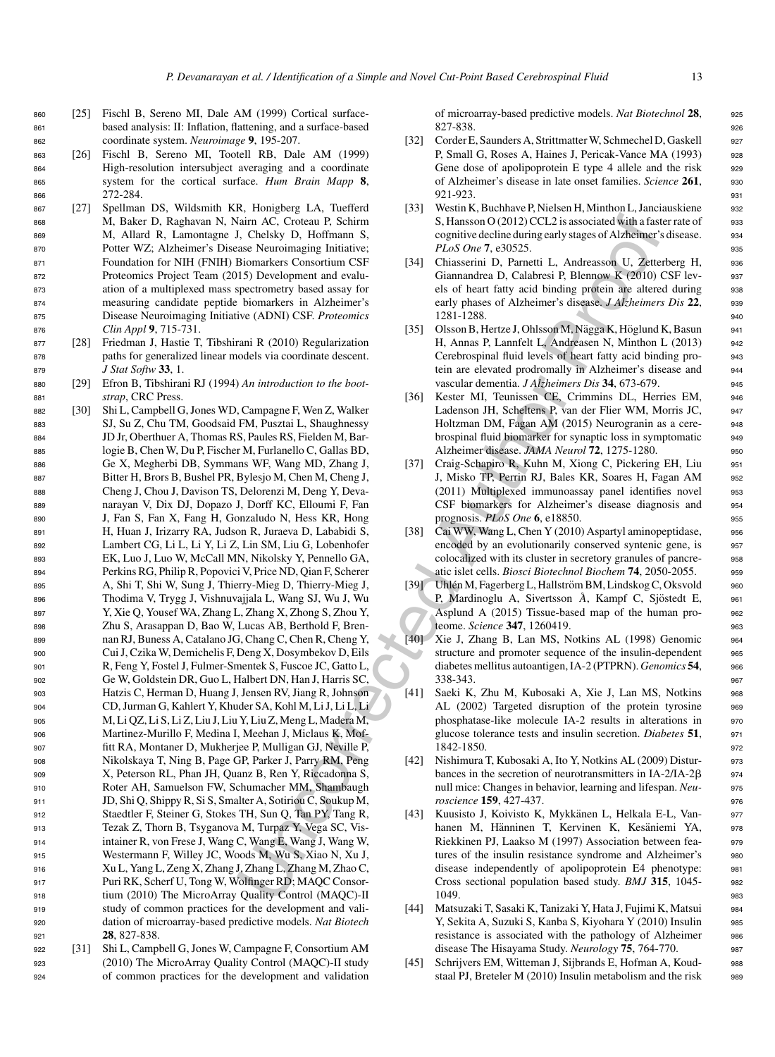[25] Fischl B, Sereno MI, Dale AM (1999) Cortical surface-based analysis: II: Inflation, flattening, and a surface-based coordinate system. *Neuroimage* **9**, 195-207.

[26] Fischl B, Sereno MI, Tootell RB, Dale AM (1999) High-resolution intersubject averaging and a coordinate system for the cortical surface. *Hum Brain Mapp* **8**, 272-284.

[27] Spellman DS, Wildsmith KR, Honigberg LA, Tuefferd M, Baker D, Raghavan N, Nairn AC, Croteau P, Schirm M, Allard R, Lamontagne J, Chelsky D, Hoffmann S, Potter WZ; Alzheimer's Disease Neuroimaging Initiative; Foundation for NIH (FNIH) Biomarkers Consortium CSF Proteomics Project Team (2015) Development and evaluation of a multiplexed mass spectrometry based assay for measuring candidate peptide biomarkers in Alzheimer's Disease Neuroimaging Initiative (ADNI) CSF. *Proteomics Clin Appl* **9**, 715-731.

[28] Friedman J, Hastie T, Tibshirani R (2010) Regularization paths for generalized linear models via coordinate descent. *J Stat Softw* **33**, 1.

[29] Efron B, Tibshirani RJ (1994) *An introduction to the bootstrap*, CRC Press.

[30] Shi L, Campbell G, Jones WD, Campagne F, Wen Z, Walker SJ, Su Z, Chu TM, Goodsaid FM, Pusztai L, Shaughnessy JD Jr, Oberthuer A, Thomas RS, Paules RS, Fielden M, Barlogie B, Chen W, Du P, Fischer M, Furlanello C, Gallas BD, Ge X, Megherbi DB, Symmans WF, Wang MD, Zhang J, Bitter H, Brors B, Bushel PR, Bylesjo M, Chen M, Cheng J, Cheng J, Chou J, Davison TS, Delorenzi M, Deng Y, Devanarayan V, Dix DJ, Dopazo J, Dorff KC, Elloumi F, Fan J, Fan S, Fan X, Fang H, Gonzaludo N, Hess KR, Hong H, Huan J, Irizarry RA, Judson R, Juraeva D, Lababidi S, Lambert CG, Li L, Li Y, Li Z, Lin SM, Liu G, Lobenhofer EK, Luo J, Luo W, McCall MN, Nikolsky Y, Pennello GA, Perkins RG, Philip R, Popovici V, Price ND, Qian F, Scherer A, Shi T, Shi W, Sung J, Thierry-Mieg D, Thierry-Mieg J, Thodima V, Trygg J, Vishnuvajjala L, Wang SJ, Wu J, Wu Y, Xie Q, Yousef WA, Zhang L, Zhang X, Zhong S, Zhou Y, Zhu S, Arasappan D, Bao W, Lucas AB, Berthold F, Brennan RJ, Buness A, Catalano JG, Chang C, Chen R, Cheng Y, Cui J, Czika W, Demichelis F, Deng X, Dosymbekov D, Eils R, Feng Y, Fostel J, Fulmer-Smentek S, Fuscoe JC, Gatto L, Ge W, Goldstein DR, Guo L, Halbert DN, Han J, Harris SC, Hatzis C, Herman D, Huang J, Jensen RV, Jiang R, Johnson CD, Jurman G, Kahlert Y, Khuder SA, Kohl M, Li J, Li L, Li M, Li QZ, Li S, Li Z, Liu J, Liu Y, Liu Z, Meng L, Madera M, Martinez-Murillo F, Medina I, Meehan J, Miclaus K, Moffitt RA, Montaner D, Mukherjee P, Mulligan GJ, Neville P, Nikolskaya T, Ning B, Page GP, Parker J, Parry RM, Peng X, Peterson RL, Phan JH, Quanz B, Ren Y, Riccadonna S, Roter AH, Samuelson FW, Schumacher MM, Shambaugh JD, Shi Q, Shippy R, Si S, Smalter A, Sotiriou C, Soukup M, Staedtler F, Steiner G, Stokes TH, Sun Q, Tan PY, Tang R, Tezak Z, Thorn B, Tsyganova M, Turpaz Y, Vega SC, Visintainer R, von Frese J, Wang C, Wang E, Wang J, Wang W, Westermann F, Willey JC, Woods M, Wu S, Xiao N, Xu J, Xu L, Yang L, Zeng X, Zhang J, Zhang L, Zhang M, Zhao C, Puri RK, Scherf U, Tong W, Wolfinger RD; MAQC Consortium (2010) The MicroArray Quality Control (MAQC)-II study of common practices for the development and validation of microarray-based predictive models. *Nat Biotech* **28**, 827-838.

[31] Shi L, Campbell G, Jones W, Campagne F, Consortium AM (2010) The MicroArray Quality Control (MAQC)-II study of common practices for the development and validation of microarray-based predictive models. *Nat Biotechnol* **28**, 827-838.

[32] Corder E, Saunders A, Strittmatter W, Schmechel D, Gaskell P, Small G, Roses A, Haines J, Pericak-Vance MA (1993) Gene dose of apolipoprotein E type 4 allele and the risk of Alzheimer's disease in late onset families. *Science* **261**, 921-923.

[33] Westin K, Buchhave P, Nielsen H, Minthon L, Janciauskiene S, Hansson O (2012) CCL2 is associated with a faster rate of cognitive decline during early stages of Alzheimer's disease. *PLoS One* **7**, e30525.

[34] Chiasserini D, Parnetti L, Andreasson U, Zetterberg H, Giannandrea D, Calabresi P, Blennow K (2010) CSF levels of heart fatty acid binding protein are altered during early phases of Alzheimer's disease. *J Alzheimers Dis* **22**, 1281-1288.

[35] Olsson B, Hertze J, Ohlsson M, Nägga K, Höglund K, Basun H, Annas P, Lannfelt L, Andreasen N, Minthon L (2013) Cerebrospinal fluid levels of heart fatty acid binding protein are elevated prodromally in Alzheimer's disease and vascular dementia. *J Alzheimers Dis* **34**, 673-679.

[36] Kester MI, Teunissen CE, Crimmins DL, Herries EM, Ladenson JH, Scheltens P, van der Flier WM, Morris JC, Holtzman DM, Fagan AM (2015) Neurogranin as a cerebrospinal fluid biomarker for synaptic loss in symptomatic Alzheimer disease. *JAMA Neurol* **72**, 1275-1280.

[37] Craig-Schapiro R, Kuhn M, Xiong C, Pickering EH, Liu J, Misko TP, Perrin RJ, Bales KR, Soares H, Fagan AM (2011) Multiplexed immunoassay panel identifies novel CSF biomarkers for Alzheimer's disease diagnosis and prognosis. *PLoS One* **6**, e18850.

[38] Cai WW, Wang L, Chen Y (2010) Aspartyl aminopeptidase, encoded by an evolutionarily conserved syntenic gene, is colocalized with its cluster in secretory granules of pancreatic islet cells. *Biosci Biotechnol Biochem* **74**, 2050-2055.

[39] Uhlén M, Fagerberg L, Hallström BM, Lindskog C, Oksvold P, Mardinoglu A, Sivertsson Å, Kampf C, Sjöstedt E, Asplund A (2015) Tissue-based map of the human proteome. *Science* **347**, 1260419.

[40] Xie J, Zhang B, Lan MS, Notkins AL (1998) Genomic structure and promoter sequence of the insulin-dependent diabetes mellitus autoantigen, IA-2 (PTPRN). *Genomics* **54**, 338-343.

[41] Saeki K, Zhu M, Kubosaki A, Xie J, Lan MS, Notkins AL (2002) Targeted disruption of the protein tyrosine phosphatase-like molecule IA-2 results in alterations in glucose tolerance tests and insulin secretion. *Diabetes* **51**, 1842-1850.

[42] Nishimura T, Kubosaki A, Ito Y, Notkins AL (2009) Disturbances in the secretion of neurotransmitters in IA-2/IA-2β null mice: Changes in behavior, learning and lifespan. *Neuroscience* **159**, 427-437.

[43] Kuusisto J, Koivisto K, Mykkänen L, Helkala E-L, Vanhanen M, Hänninen T, Kervinen K, Kesäniemi YA, Riekkinen PJ, Laakso M (1997) Association between features of the insulin resistance syndrome and Alzheimer's disease independently of apolipoprotein E4 phenotype: Cross sectional population based study. *BMJ* **315**, 1045-1049.

[44] Matsuzaki T, Sasaki K, Tanizaki Y, Hata J, Fujimi K, Matsui Y, Sekita A, Suzuki S, Kanba S, Kiyohara Y (2010) Insulin resistance is associated with the pathology of Alzheimer disease The Hisayama Study. *Neurology* **75**, 764-770.

[45] Schrijvers EM, Witteman J, Sijbrands E, Hofman A, Koudstaal PJ, Breteler M (2010) Insulin metabolism and the risk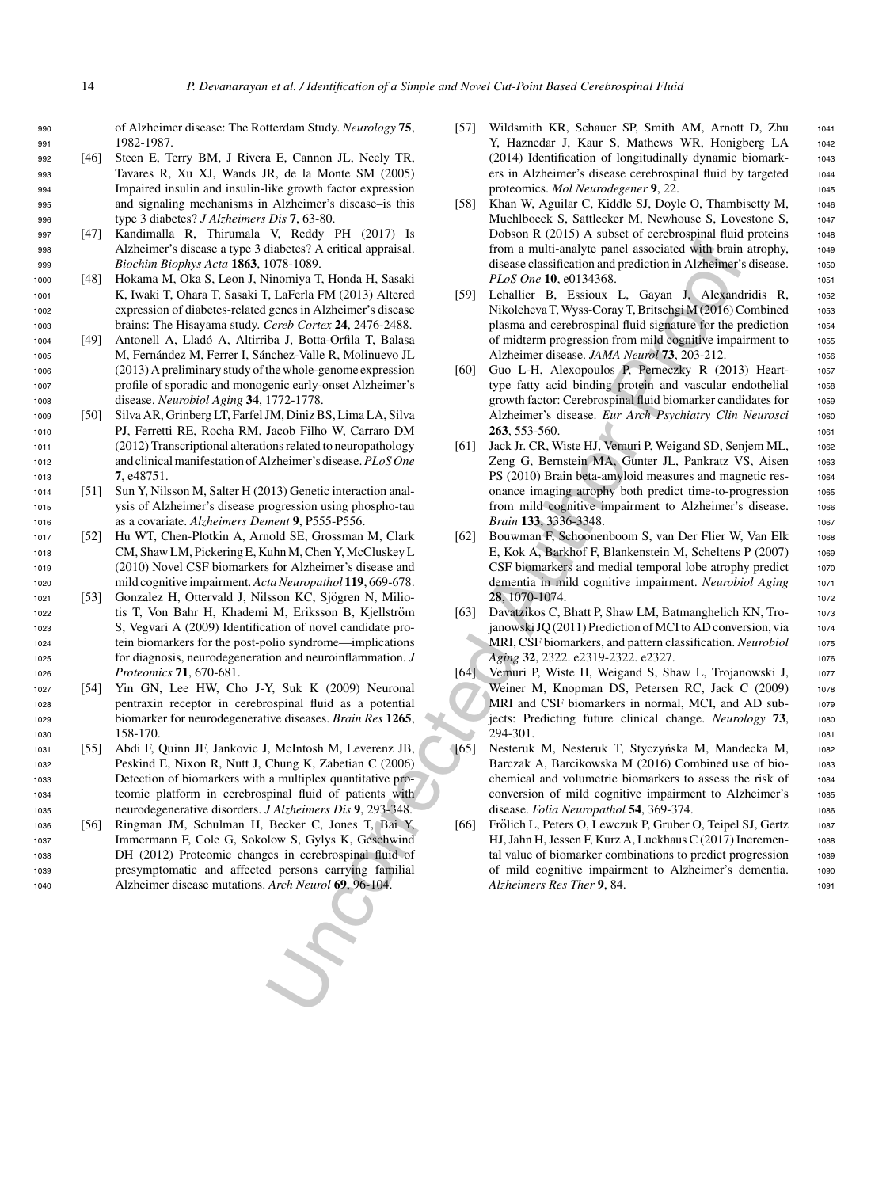of Alzheimer disease: The Rotterdam Study. *Neurology* **75**, 1982-1987.

[46] Steen E, Terry BM, J Rivera E, Cannon JL, Neely TR, Tavares R, Xu XJ, Wands JR, de la Monte SM (2005) Impaired insulin and insulin-like growth factor expression and signaling mechanisms in Alzheimer's disease–is this type 3 diabetes? *J Alzheimers Dis* **7**, 63-80.

[47] Kandimalla R, Thirumala V, Reddy PH (2017) Is Alzheimer's disease a type 3 diabetes? A critical appraisal. *Biochim Biophys Acta* **1863**, 1078-1089.

[48] Hokama M, Oka S, Leon J, Ninomiya T, Honda H, Sasaki K, Iwaki T, Ohara T, Sasaki T, LaFerla FM (2013) Altered expression of diabetes-related genes in Alzheimer's disease brains: The Hisayama study. *Cereb Cortex* **24**, 2476-2488.

[49] Antonell A, Lladó A, Altirriba J, Botta-Orfila T, Balasa M, Fernández M, Ferrer I, Sánchez-Valle R, Molinuevo JL (2013) A preliminary study of the whole-genome expression profile of sporadic and monogenic early-onset Alzheimer's disease. *Neurobiol Aging* **34**, 1772-1778.

[50] Silva AR, Grinberg LT, Farfel JM, Diniz BS, Lima LA, Silva PJ, Ferretti RE, Rocha RM, Jacob Filho W, Carraro DM (2012) Transcriptional alterations related to neuropathology and clinical manifestation of Alzheimer's disease. *PLoS One* **7**, e48751.

[51] Sun Y, Nilsson M, Salter H (2013) Genetic interaction analysis of Alzheimer's disease progression using phospho-tau as a covariate. *Alzheimers Dement* **9**, P555-P556.

[52] Hu WT, Chen-Plotkin A, Arnold SE, Grossman M, Clark CM, Shaw LM, Pickering E, Kuhn M, Chen Y, McCluskey L (2010) Novel CSF biomarkers for Alzheimer's disease and mild cognitive impairment. *Acta Neuropathol* **119**, 669-678.

[53] Gonzalez H, Ottervald J, Nilsson KC, Sjögren N, Miliotis T, Von Bahr H, Khademi M, Eriksson B, Kjellström S, Vegvari A (2009) Identification of novel candidate protein biomarkers for the post-polio syndrome—implications for diagnosis, neurodegeneration and neuroinflammation. *J Proteomics* **71**, 670-681.

[54] Yin GN, Lee HW, Cho J-Y, Suk K (2009) Neuronal pentraxin receptor in cerebrospinal fluid as a potential biomarker for neurodegenerative diseases. *Brain Res* **1265**, 158-170.

[55] Abdi F, Quinn JF, Jankovic J, McIntosh M, Leverenz JB, Peskind E, Nixon R, Nutt J, Chung K, Zabetian C (2006) Detection of biomarkers with a multiplex quantitative proteomic platform in cerebrospinal fluid of patients with neurodegenerative disorders. *J Alzheimers Dis* **9**, 293-348.

[56] Ringman JM, Schulman H, Becker C, Jones T, Bai Y, Immermann F, Cole G, Sokolow S, Gylys K, Geschwind DH (2012) Proteomic changes in cerebrospinal fluid of presymptomatic and affected persons carrying familial Alzheimer disease mutations. *Arch Neurol* **69**, 96-104.

[57] Wildsmith KR, Schauer SP, Smith AM, Arnott D, Zhu Y, Haznedar J, Kaur S, Mathews WR, Honigberg LA (2014) Identification of longitudinally dynamic biomarkers in Alzheimer's disease cerebrospinal fluid by targeted proteomics. *Mol Neurodegener* **9**, 22.

[58] Khan W, Aguilar C, Kiddle SJ, Doyle O, Thambisetty M, Muehlboeck S, Sattlecker M, Newhouse S, Lovestone S, Dobson R (2015) A subset of cerebrospinal fluid proteins from a multi-analyte panel associated with brain atrophy, disease classification and prediction in Alzheimer's disease. *PLoS One* **10**, e0134368.

[59] Lehallier B, Essioux L, Gayan J, Alexandridis R, Nikolcheva T, Wyss-Coray T, Britschgi M (2016) Combined plasma and cerebrospinal fluid signature for the prediction of midterm progression from mild cognitive impairment to Alzheimer disease. *JAMA Neurol* **73**, 203-212.

[60] Guo L-H, Alexopoulos P, Perneczky R (2013) Heart-type fatty acid binding protein and vascular endothelial growth factor: Cerebrospinal fluid biomarker candidates for Alzheimer's disease. *Eur Arch Psychiatry Clin Neurosci* **263**, 553-560.

[61] Jack Jr. CR, Wiste HJ, Vemuri P, Weigand SD, Senjem ML, Zeng G, Bernstein MA, Gunter JL, Pankratz VS, Aisen PS (2010) Brain beta-amyloid measures and magnetic resonance imaging atrophy both predict time-to-progression from mild cognitive impairment to Alzheimer's disease. *Brain* **133**, 3336-3348.

[62] Bouwman F, Schoonenboom S, van Der Flier W, Van Elk E, Kok A, Barkhof F, Blankenstein M, Scheltens P (2007) CSF biomarkers and medial temporal lobe atrophy predict dementia in mild cognitive impairment. *Neurobiol Aging* **28**, 1070-1074.

[63] Davatzikos C, Bhatt P, Shaw LM, Batmanghelich KN, Trojanowski JQ (2011) Prediction of MCI to AD conversion, via MRI, CSF biomarkers, and pattern classification. *Neurobiol Aging* **32**, 2322. e2319-2322. e2327.

[64] Vemuri P, Wiste H, Weigand S, Shaw L, Trojanowski J, Weiner M, Knopman DS, Petersen RC, Jack C (2009) MRI and CSF biomarkers in normal, MCI, and AD subjects: Predicting future clinical change. *Neurology* **73**, 294-301.

[65] Nesteruk M, Nesteruk T, Styczyńska M, Mandecka M, Barczak A, Barcikowska M (2016) Combined use of biochemical and volumetric biomarkers to assess the risk of conversion of mild cognitive impairment to Alzheimer's disease. *Folia Neuropathol* **54**, 369-374.

[66] Frölich L, Peters O, Lewczuk P, Gruber O, Teipel SJ, Gertz HJ, Jahn H, Jessen F, Kurz A, Luckhaus C (2017) Incremental value of biomarker combinations to predict progression of mild cognitive impairment to Alzheimer's dementia. *Alzheimers Res Ther* **9**, 84.